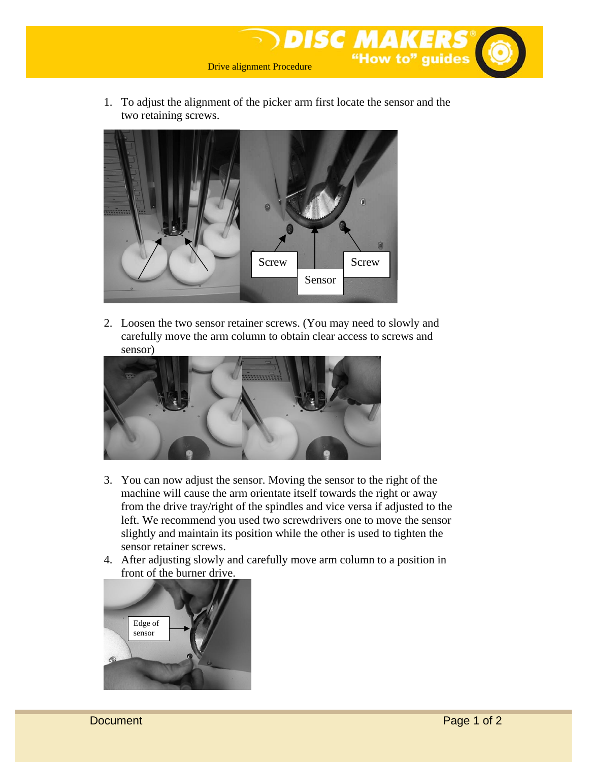Drive alignment Procedure

1. To adjust the alignment of the picker arm first locate the sensor and the two retaining screws.

2. Loosen the two sensor retainer screws. (You may need to slowly and carefully move the arm column to obtain clear access to screws and sensor)

3. You can now adjust the sensor. Moving the sensor to the right of the machine will cause the arm orientate itself towards the right or away from the drive tray/right of the spindles and vice versa if adjusted to the left. We recommend you used two screwdrivers one to move the sensor slightly and maintain its position while the other is used to tighten the sensor retainer screws.
4. After adjusting slowly and carefully move arm column to a position in front of the burner drive.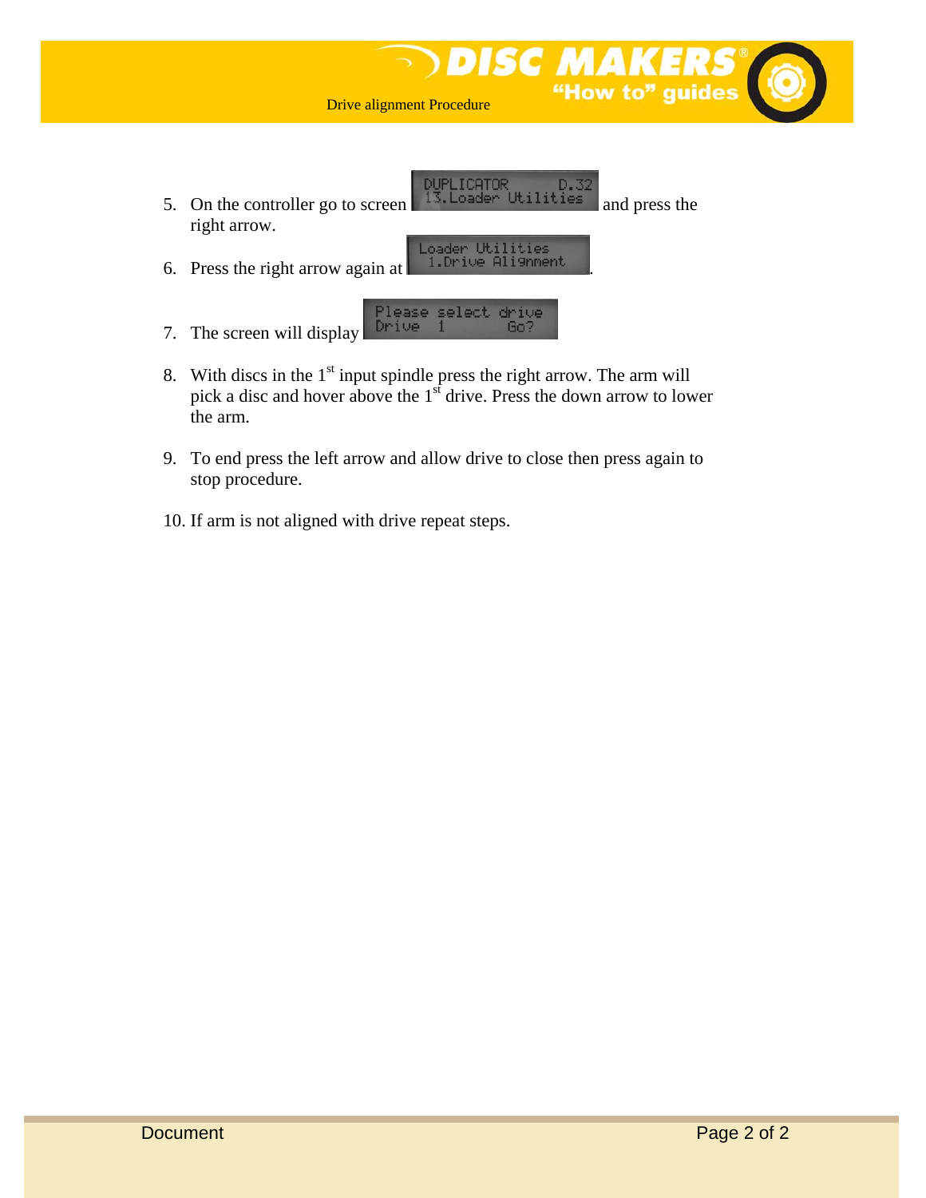5. On the controller go to screen DUPLICATOR D.32 13.Loader Utilities and press the right arrow.

6. Press the right arrow again at Loader Utilities 1.Drive Alignment.

7. The screen will display Please select drive Drive 1 Go?

8. With discs in the 1st input spindle press the right arrow. The arm will pick a disc and hover above the 1st drive. Press the down arrow to lower the arm.

9. To end press the left arrow and allow drive to close then press again to stop procedure.

10. If arm is not aligned with drive repeat steps.